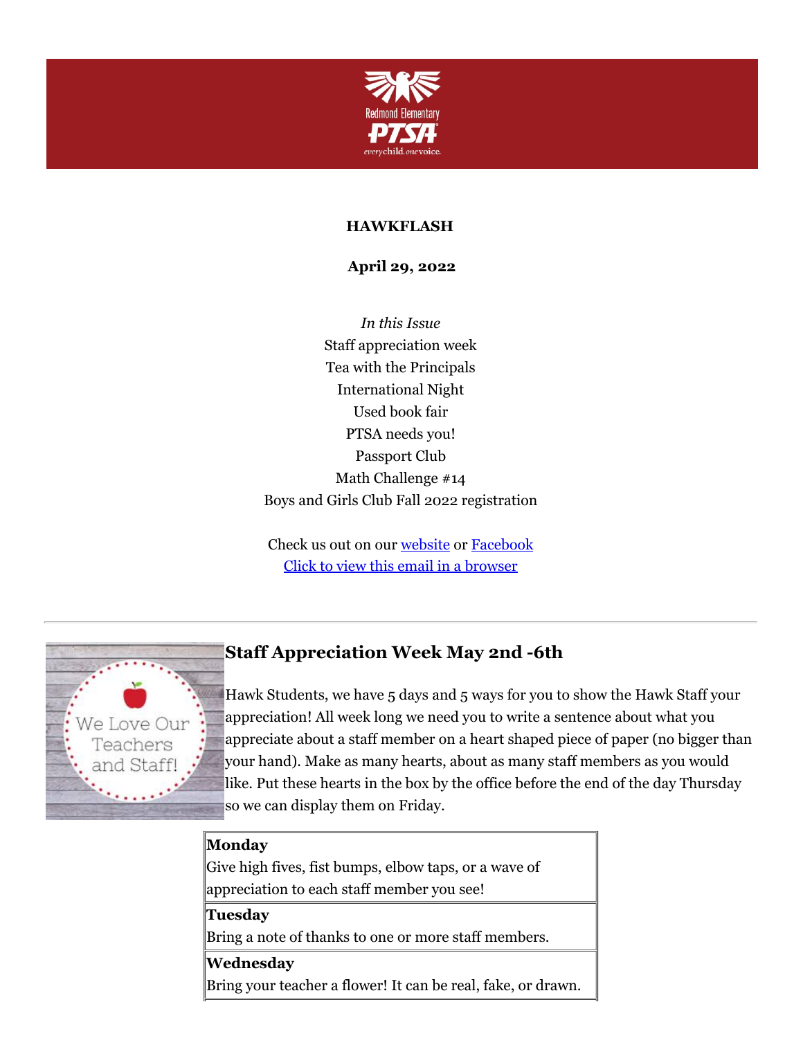**HAWKFLASH**

**April 29, 2022**

*In this Issue*
Staff appreciation week
Tea with the Principals
International Night
Used book fair
PTSA needs you!
Passport Club
Math Challenge #14
Boys and Girls Club Fall 2022 registration

Check us out on our [website](#) or [Facebook](#)
[Click to view this email in a browser](#)

---

## Staff Appreciation Week May 2nd -6th

Hawk Students, we have 5 days and 5 ways for you to show the Hawk Staff your appreciation! All week long we need you to write a sentence about what you appreciate about a staff member on a heart shaped piece of paper (no bigger than your hand). Make as many hearts, about as many staff members as you would like. Put these hearts in the box by the office before the end of the day Thursday so we can display them on Friday.

| |
|---|
| **Monday**<br>Give high fives, fist bumps, elbow taps, or a wave of appreciation to each staff member you see! |
| **Tuesday**<br>Bring a note of thanks to one or more staff members. |
| **Wednesday**<br>Bring your teacher a flower! It can be real, fake, or drawn. |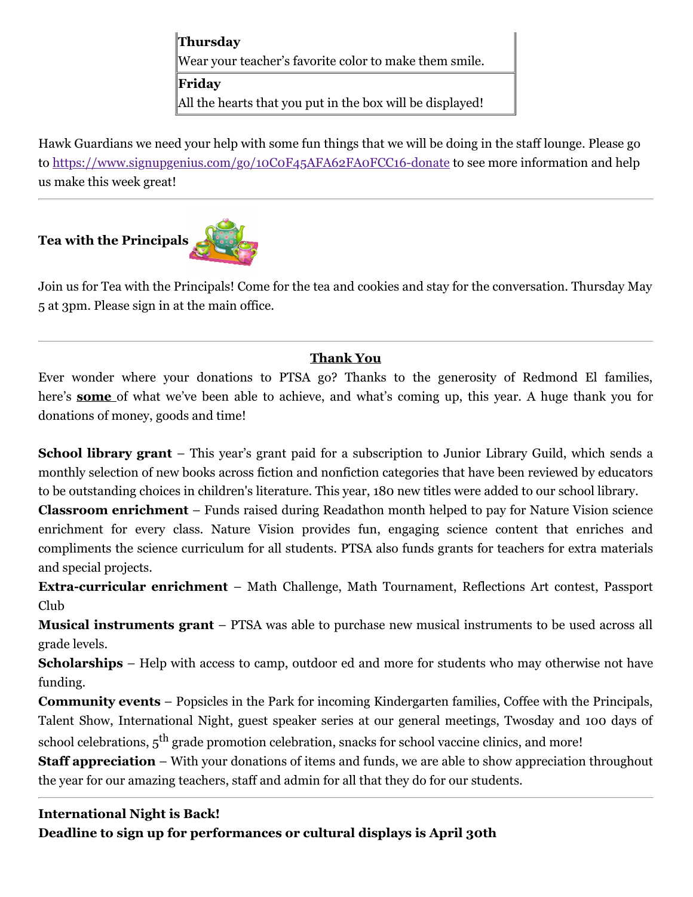| |
|---|
| **Thursday**<br>Wear your teacher's favorite color to make them smile. |
| **Friday**<br>All the hearts that you put in the box will be displayed! |

Hawk Guardians we need your help with some fun things that we will be doing in the staff lounge. Please go to https://www.signupgenius.com/go/10C0F45AFA62FA0FCC16-donate to see more information and help us make this week great!

---

**Tea with the Principals**

Join us for Tea with the Principals! Come for the tea and cookies and stay for the conversation. Thursday May 5 at 3pm. Please sign in at the main office.

---

**Thank You**

Ever wonder where your donations to PTSA go? Thanks to the generosity of Redmond El families, here's **some** of what we've been able to achieve, and what's coming up, this year. A huge thank you for donations of money, goods and time!

**School library grant** – This year's grant paid for a subscription to Junior Library Guild, which sends a monthly selection of new books across fiction and nonfiction categories that have been reviewed by educators to be outstanding choices in children's literature. This year, 180 new titles were added to our school library.

**Classroom enrichment** – Funds raised during Readathon month helped to pay for Nature Vision science enrichment for every class. Nature Vision provides fun, engaging science content that enriches and compliments the science curriculum for all students. PTSA also funds grants for teachers for extra materials and special projects.

**Extra-curricular enrichment** – Math Challenge, Math Tournament, Reflections Art contest, Passport Club

**Musical instruments grant** – PTSA was able to purchase new musical instruments to be used across all grade levels.

**Scholarships** – Help with access to camp, outdoor ed and more for students who may otherwise not have funding.

**Community events** – Popsicles in the Park for incoming Kindergarten families, Coffee with the Principals, Talent Show, International Night, guest speaker series at our general meetings, Twosday and 100 days of school celebrations, 5th grade promotion celebration, snacks for school vaccine clinics, and more!

**Staff appreciation** – With your donations of items and funds, we are able to show appreciation throughout the year for our amazing teachers, staff and admin for all that they do for our students.

---

**International Night is Back!**
**Deadline to sign up for performances or cultural displays is April 30th**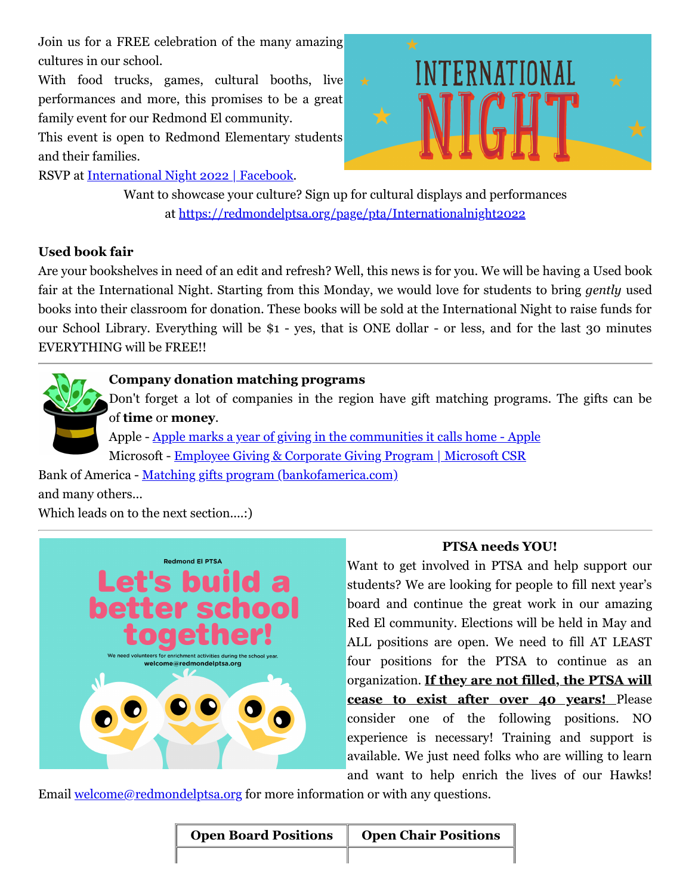Join us for a FREE celebration of the many amazing cultures in our school.

With food trucks, games, cultural booths, live performances and more, this promises to be a great family event for our Redmond El community.

This event is open to Redmond Elementary students and their families.

RSVP at [International Night 2022 | Facebook](International Night 2022 | Facebook).

Want to showcase your culture? Sign up for cultural displays and performances at https://redmondelptsa.org/page/pta/Internationalnight2022

**Used book fair**

Are your bookshelves in need of an edit and refresh? Well, this news is for you. We will be having a Used book fair at the International Night. Starting from this Monday, we would love for students to bring *gently* used books into their classroom for donation. These books will be sold at the International Night to raise funds for our School Library. Everything will be $1 - yes, that is ONE dollar - or less, and for the last 30 minutes EVERYTHING will be FREE!!

---

**Company donation matching programs**

Don't forget a lot of companies in the region have gift matching programs. The gifts can be of **time** or **money**.

Apple - Apple marks a year of giving in the communities it calls home - Apple

Microsoft - Employee Giving & Corporate Giving Program | Microsoft CSR

Bank of America - Matching gifts program (bankofamerica.com)

and many others...

Which leads on to the next section....:)

---

**PTSA needs YOU!**

Want to get involved in PTSA and help support our students? We are looking for people to fill next year's board and continue the great work in our amazing Red El community. Elections will be held in May and ALL positions are open. We need to fill AT LEAST four positions for the PTSA to continue as an organization. **If they are not filled, the PTSA will cease to exist after over 40 years!** Please consider one of the following positions. NO experience is necessary! Training and support is available. We just need folks who are willing to learn and want to help enrich the lives of our Hawks! Email welcome@redmondelptsa.org for more information or with any questions.

| Open Board Positions | Open Chair Positions |
| --- | --- |
| | |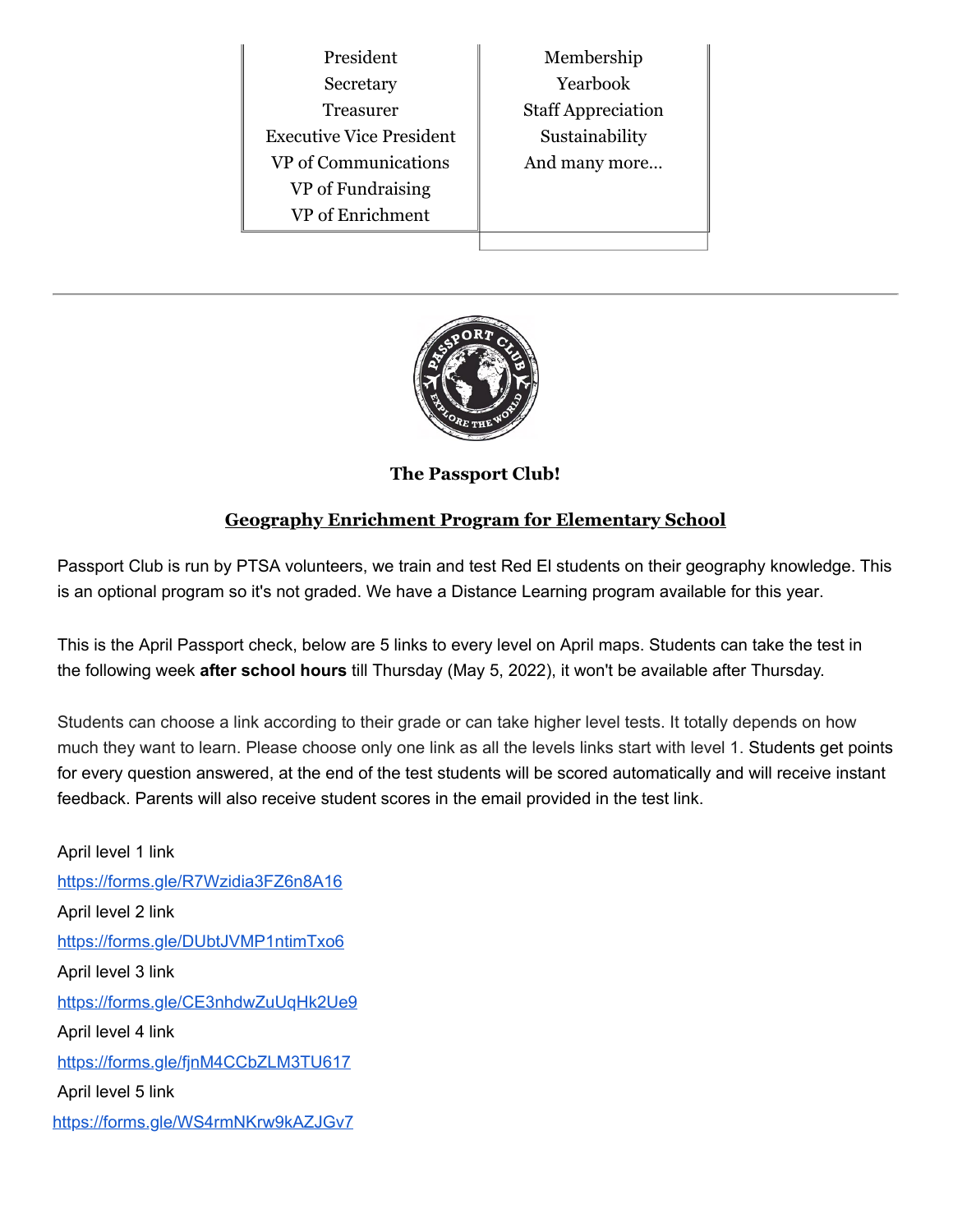| President | Membership |
| --- | --- |
| Secretary | Yearbook |
| Treasurer | Staff Appreciation |
| Executive Vice President | Sustainability |
| VP of Communications | And many more... |
| VP of Fundraising | |
| VP of Enrichment | |

---

**The Passport Club!**

## Geography Enrichment Program for Elementary School

Passport Club is run by PTSA volunteers, we train and test Red El students on their geography knowledge. This is an optional program so it's not graded. We have a Distance Learning program available for this year.

This is the April Passport check, below are 5 links to every level on April maps. Students can take the test in the following week **after school hours** till Thursday (May 5, 2022), it won't be available after Thursday.

Students can choose a link according to their grade or can take higher level tests. It totally depends on how much they want to learn. Please choose only one link as all the levels links start with level 1. Students get points for every question answered, at the end of the test students will be scored automatically and will receive instant feedback. Parents will also receive student scores in the email provided in the test link.

April level 1 link
https://forms.gle/R7Wzidia3FZ6n8A16
April level 2 link
https://forms.gle/DUbtJVMP1ntimTxo6
April level 3 link
https://forms.gle/CE3nhdwZuUqHk2Ue9
April level 4 link
https://forms.gle/fjnM4CCbZLM3TU617
April level 5 link
https://forms.gle/WS4rmNKrw9kAZJGv7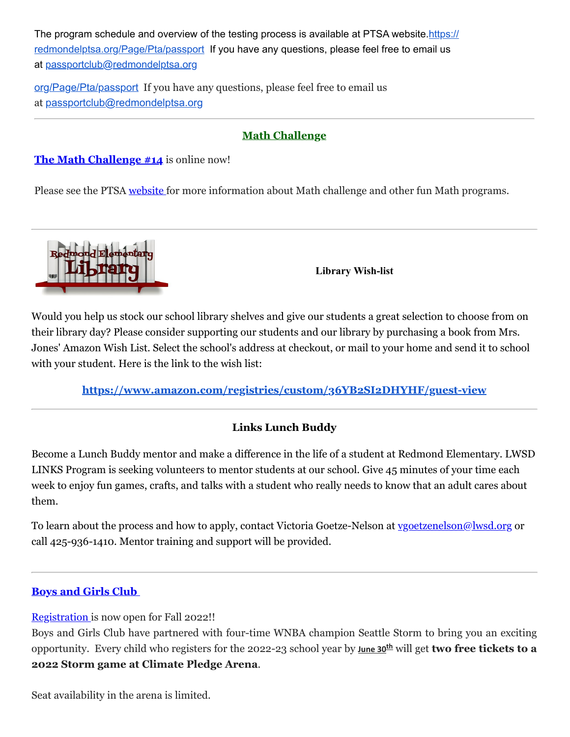The program schedule and overview of the testing process is available at PTSA website.https://redmondelptsa.org/Page/Pta/passport If you have any questions, please feel free to email us at passportclub@redmondelptsa.org

org/Page/Pta/passport If you have any questions, please feel free to email us at passportclub@redmondelptsa.org

---

## Math Challenge

**The Math Challenge #14** is online now!

Please see the PTSA website for more information about Math challenge and other fun Math programs.

---

**Library Wish-list**

Would you help us stock our school library shelves and give our students a great selection to choose from on their library day? Please consider supporting our students and our library by purchasing a book from Mrs. Jones' Amazon Wish List. Select the school's address at checkout, or mail to your home and send it to school with your student. Here is the link to the wish list:

**https://www.amazon.com/registries/custom/36YB2SI2DHYHF/guest-view**

---

**Links Lunch Buddy**

Become a Lunch Buddy mentor and make a difference in the life of a student at Redmond Elementary. LWSD LINKS Program is seeking volunteers to mentor students at our school. Give 45 minutes of your time each week to enjoy fun games, crafts, and talks with a student who really needs to know that an adult cares about them.

To learn about the process and how to apply, contact Victoria Goetze-Nelson at vgoetzenelson@lwsd.org or call 425-936-1410. Mentor training and support will be provided.

---

**Boys and Girls Club**

Registration is now open for Fall 2022!!
Boys and Girls Club have partnered with four-time WNBA champion Seattle Storm to bring you an exciting opportunity. Every child who registers for the 2022-23 school year by **June 30th** will get **two free tickets to a 2022 Storm game at Climate Pledge Arena**.

Seat availability in the arena is limited.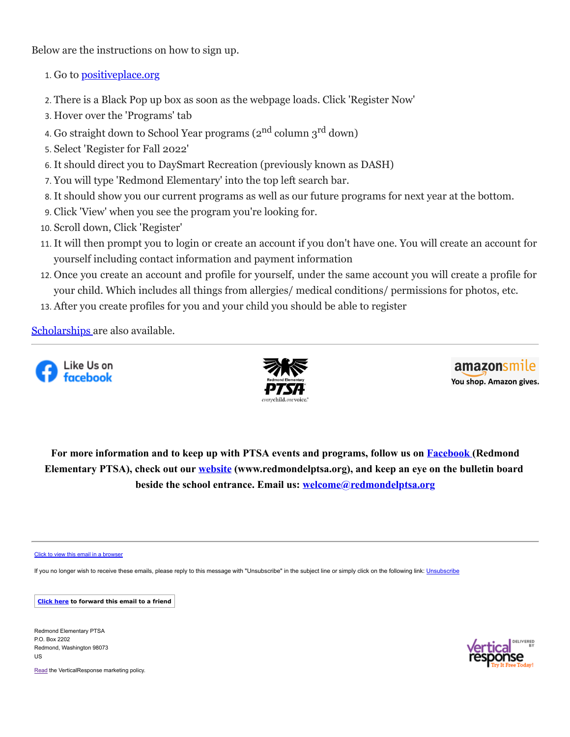Below are the instructions on how to sign up.

1. Go to positiveplace.org
2. There is a Black Pop up box as soon as the webpage loads. Click 'Register Now'
3. Hover over the 'Programs' tab
4. Go straight down to School Year programs (2nd column 3rd down)
5. Select 'Register for Fall 2022'
6. It should direct you to DaySmart Recreation (previously known as DASH)
7. You will type 'Redmond Elementary' into the top left search bar.
8. It should show you our current programs as well as our future programs for next year at the bottom.
9. Click 'View' when you see the program you're looking for.
10. Scroll down, Click 'Register'
11. It will then prompt you to login or create an account if you don't have one. You will create an account for yourself including contact information and payment information
12. Once you create an account and profile for yourself, under the same account you will create a profile for your child. Which includes all things from allergies/ medical conditions/ permissions for photos, etc.
13. After you create profiles for you and your child you should be able to register

Scholarships are also available.

---

Like Us on facebook

Redmond Elementary PTSA everychild.onevoice.

amazonsmile You shop. Amazon gives.

**For more information and to keep up with PTSA events and programs, follow us on Facebook (Redmond Elementary PTSA), check out our website (www.redmondelptsa.org), and keep an eye on the bulletin board beside the school entrance. Email us: welcome@redmondelptsa.org**

---

Click to view this email in a browser

If you no longer wish to receive these emails, please reply to this message with "Unsubscribe" in the subject line or simply click on the following link: Unsubscribe

**Click here to forward this email to a friend**

Redmond Elementary PTSA
P.O. Box 2202
Redmond, Washington 98073
US

Read the VerticalResponse marketing policy.

Delivered by Vertical response Try It Free Today!